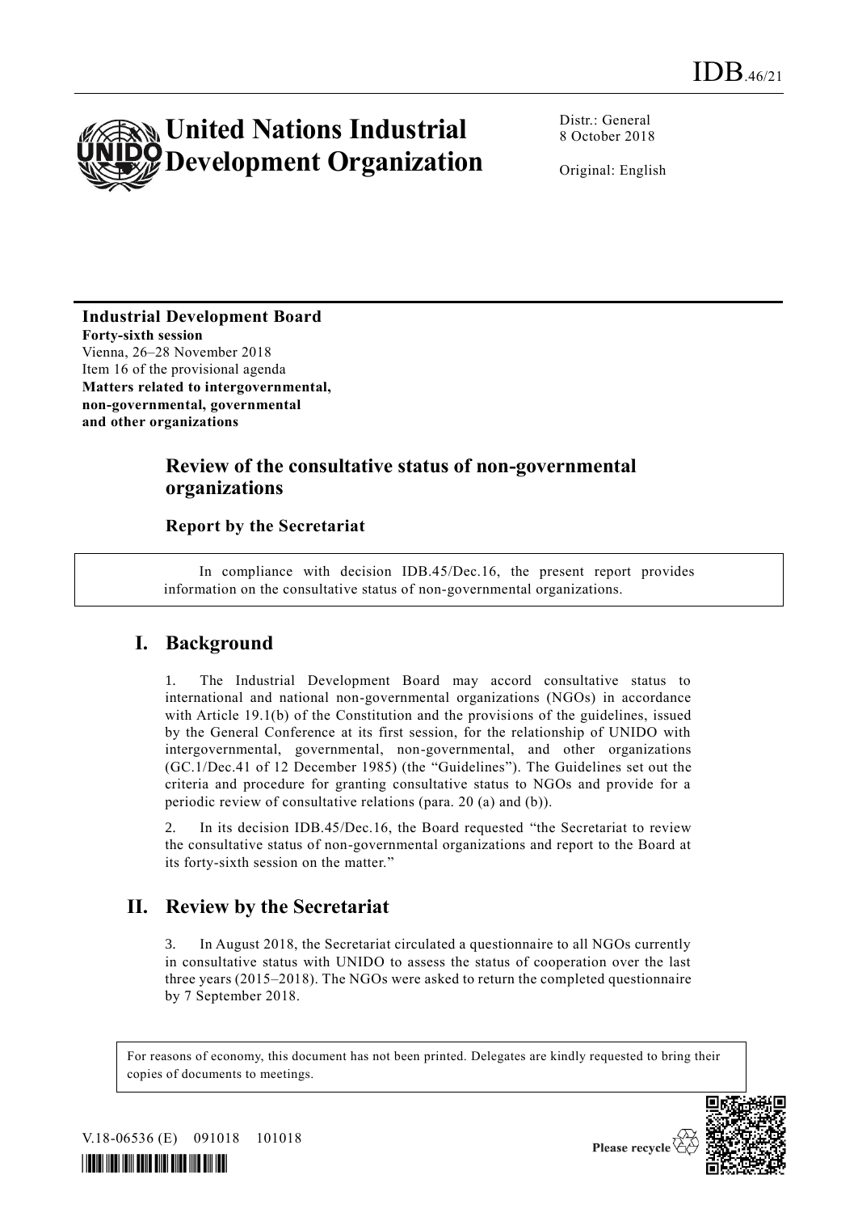IDB.46/21

# United Nations Industrial Development Organization

Distr.: General
8 October 2018

Original: English

**Industrial Development Board**
**Forty-sixth session**
Vienna, 26–28 November 2018
Item 16 of the provisional agenda
**Matters related to intergovernmental, non-governmental, governmental and other organizations**

## Review of the consultative status of non-governmental organizations

### Report by the Secretariat

In compliance with decision IDB.45/Dec.16, the present report provides information on the consultative status of non-governmental organizations.

## I. Background

1. The Industrial Development Board may accord consultative status to international and national non-governmental organizations (NGOs) in accordance with Article 19.1(b) of the Constitution and the provisions of the guidelines, issued by the General Conference at its first session, for the relationship of UNIDO with intergovernmental, governmental, non-governmental, and other organizations (GC.1/Dec.41 of 12 December 1985) (the "Guidelines"). The Guidelines set out the criteria and procedure for granting consultative status to NGOs and provide for a periodic review of consultative relations (para. 20 (a) and (b)).

2. In its decision IDB.45/Dec.16, the Board requested "the Secretariat to review the consultative status of non-governmental organizations and report to the Board at its forty-sixth session on the matter."

## II. Review by the Secretariat

3. In August 2018, the Secretariat circulated a questionnaire to all NGOs currently in consultative status with UNIDO to assess the status of cooperation over the last three years (2015–2018). The NGOs were asked to return the completed questionnaire by 7 September 2018.

For reasons of economy, this document has not been printed. Delegates are kindly requested to bring their copies of documents to meetings.

V.18-06536 (E) 091018 101018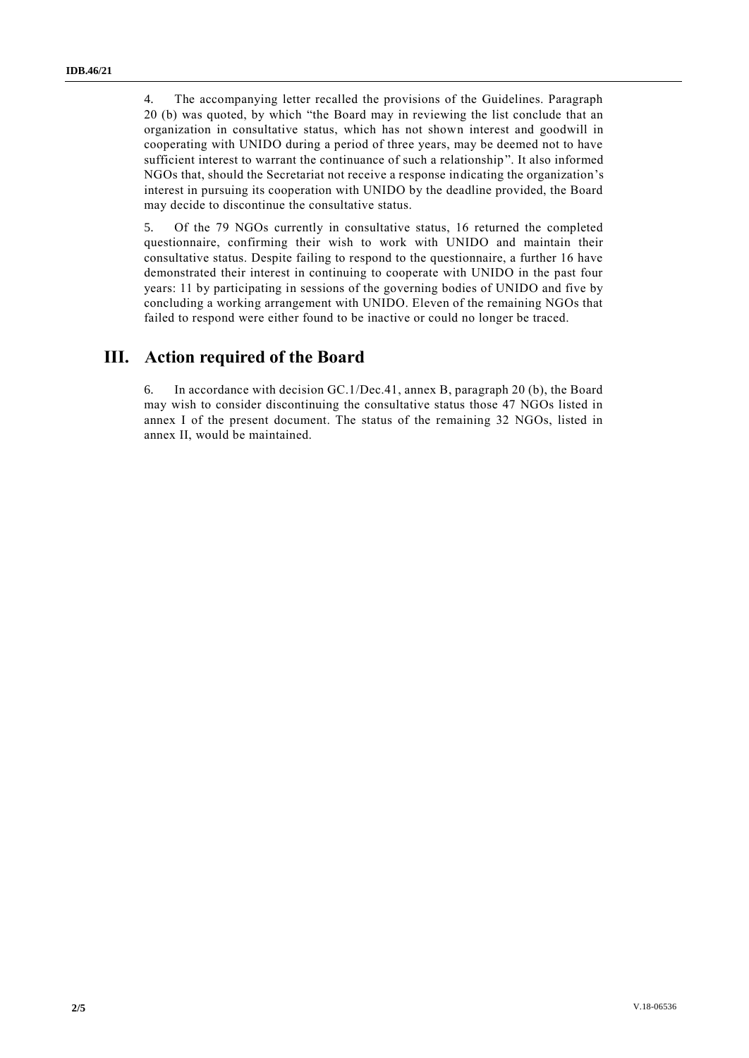4. The accompanying letter recalled the provisions of the Guidelines. Paragraph 20 (b) was quoted, by which "the Board may in reviewing the list conclude that an organization in consultative status, which has not shown interest and goodwill in cooperating with UNIDO during a period of three years, may be deemed not to have sufficient interest to warrant the continuance of such a relationship". It also informed NGOs that, should the Secretariat not receive a response indicating the organization's interest in pursuing its cooperation with UNIDO by the deadline provided, the Board may decide to discontinue the consultative status.

5. Of the 79 NGOs currently in consultative status, 16 returned the completed questionnaire, confirming their wish to work with UNIDO and maintain their consultative status. Despite failing to respond to the questionnaire, a further 16 have demonstrated their interest in continuing to cooperate with UNIDO in the past four years: 11 by participating in sessions of the governing bodies of UNIDO and five by concluding a working arrangement with UNIDO. Eleven of the remaining NGOs that failed to respond were either found to be inactive or could no longer be traced.

## III. Action required of the Board

6. In accordance with decision GC.1/Dec.41, annex B, paragraph 20 (b), the Board may wish to consider discontinuing the consultative status those 47 NGOs listed in annex I of the present document. The status of the remaining 32 NGOs, listed in annex II, would be maintained.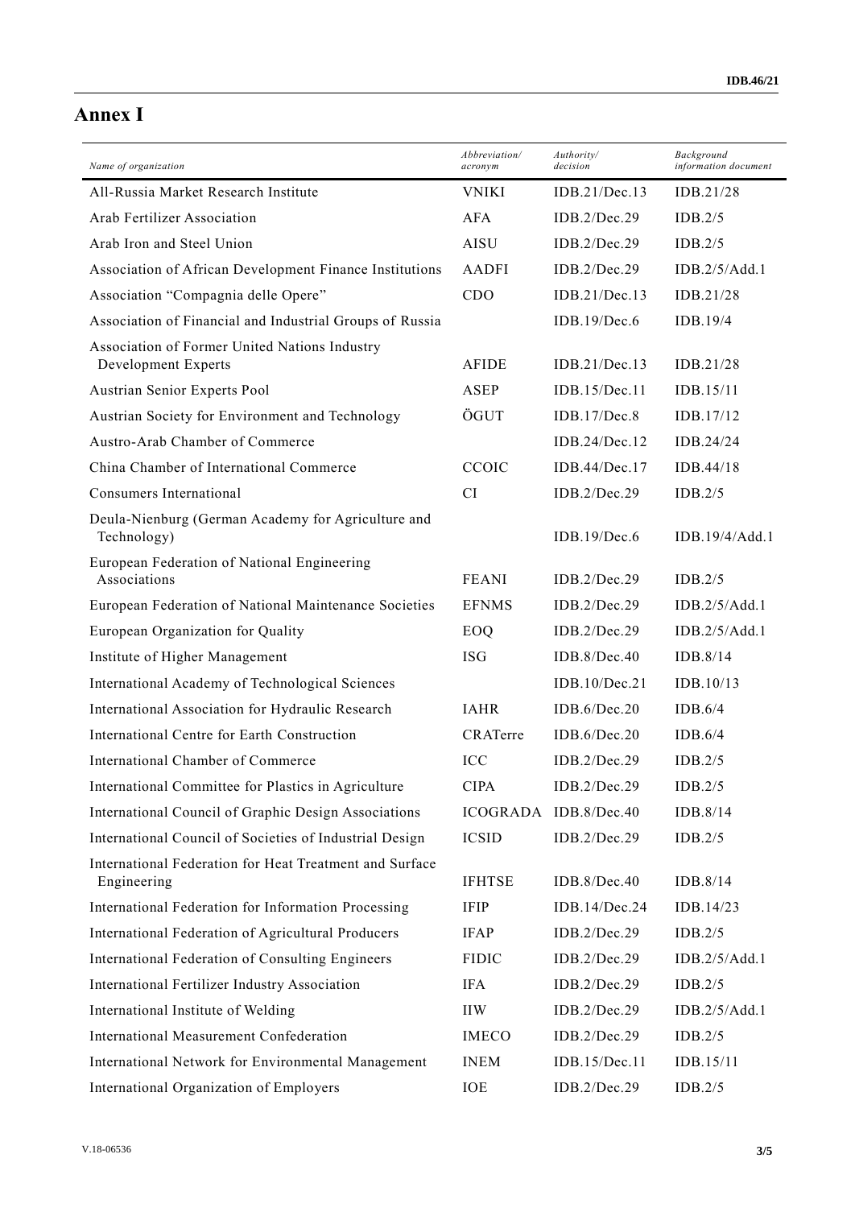# Annex I

| Name of organization | Abbreviation/ acronym | Authority/ decision | Background information document |
|---|---|---|---|
| All-Russia Market Research Institute | VNIKI | IDB.21/Dec.13 | IDB.21/28 |
| Arab Fertilizer Association | AFA | IDB.2/Dec.29 | IDB.2/5 |
| Arab Iron and Steel Union | AISU | IDB.2/Dec.29 | IDB.2/5 |
| Association of African Development Finance Institutions | AADFI | IDB.2/Dec.29 | IDB.2/5/Add.1 |
| Association "Compagnia delle Opere" | CDO | IDB.21/Dec.13 | IDB.21/28 |
| Association of Financial and Industrial Groups of Russia | | IDB.19/Dec.6 | IDB.19/4 |
| Association of Former United Nations Industry Development Experts | AFIDE | IDB.21/Dec.13 | IDB.21/28 |
| Austrian Senior Experts Pool | ASEP | IDB.15/Dec.11 | IDB.15/11 |
| Austrian Society for Environment and Technology | ÖGUT | IDB.17/Dec.8 | IDB.17/12 |
| Austro-Arab Chamber of Commerce | | IDB.24/Dec.12 | IDB.24/24 |
| China Chamber of International Commerce | CCOIC | IDB.44/Dec.17 | IDB.44/18 |
| Consumers International | CI | IDB.2/Dec.29 | IDB.2/5 |
| Deula-Nienburg (German Academy for Agriculture and Technology) | | IDB.19/Dec.6 | IDB.19/4/Add.1 |
| European Federation of National Engineering Associations | FEANI | IDB.2/Dec.29 | IDB.2/5 |
| European Federation of National Maintenance Societies | EFNMS | IDB.2/Dec.29 | IDB.2/5/Add.1 |
| European Organization for Quality | EOQ | IDB.2/Dec.29 | IDB.2/5/Add.1 |
| Institute of Higher Management | ISG | IDB.8/Dec.40 | IDB.8/14 |
| International Academy of Technological Sciences | | IDB.10/Dec.21 | IDB.10/13 |
| International Association for Hydraulic Research | IAHR | IDB.6/Dec.20 | IDB.6/4 |
| International Centre for Earth Construction | CRATerre | IDB.6/Dec.20 | IDB.6/4 |
| International Chamber of Commerce | ICC | IDB.2/Dec.29 | IDB.2/5 |
| International Committee for Plastics in Agriculture | CIPA | IDB.2/Dec.29 | IDB.2/5 |
| International Council of Graphic Design Associations | ICOGRADA | IDB.8/Dec.40 | IDB.8/14 |
| International Council of Societies of Industrial Design | ICSID | IDB.2/Dec.29 | IDB.2/5 |
| International Federation for Heat Treatment and Surface Engineering | IFHTSE | IDB.8/Dec.40 | IDB.8/14 |
| International Federation for Information Processing | IFIP | IDB.14/Dec.24 | IDB.14/23 |
| International Federation of Agricultural Producers | IFAP | IDB.2/Dec.29 | IDB.2/5 |
| International Federation of Consulting Engineers | FIDIC | IDB.2/Dec.29 | IDB.2/5/Add.1 |
| International Fertilizer Industry Association | IFA | IDB.2/Dec.29 | IDB.2/5 |
| International Institute of Welding | IIW | IDB.2/Dec.29 | IDB.2/5/Add.1 |
| International Measurement Confederation | IMECO | IDB.2/Dec.29 | IDB.2/5 |
| International Network for Environmental Management | INEM | IDB.15/Dec.11 | IDB.15/11 |
| International Organization of Employers | IOE | IDB.2/Dec.29 | IDB.2/5 |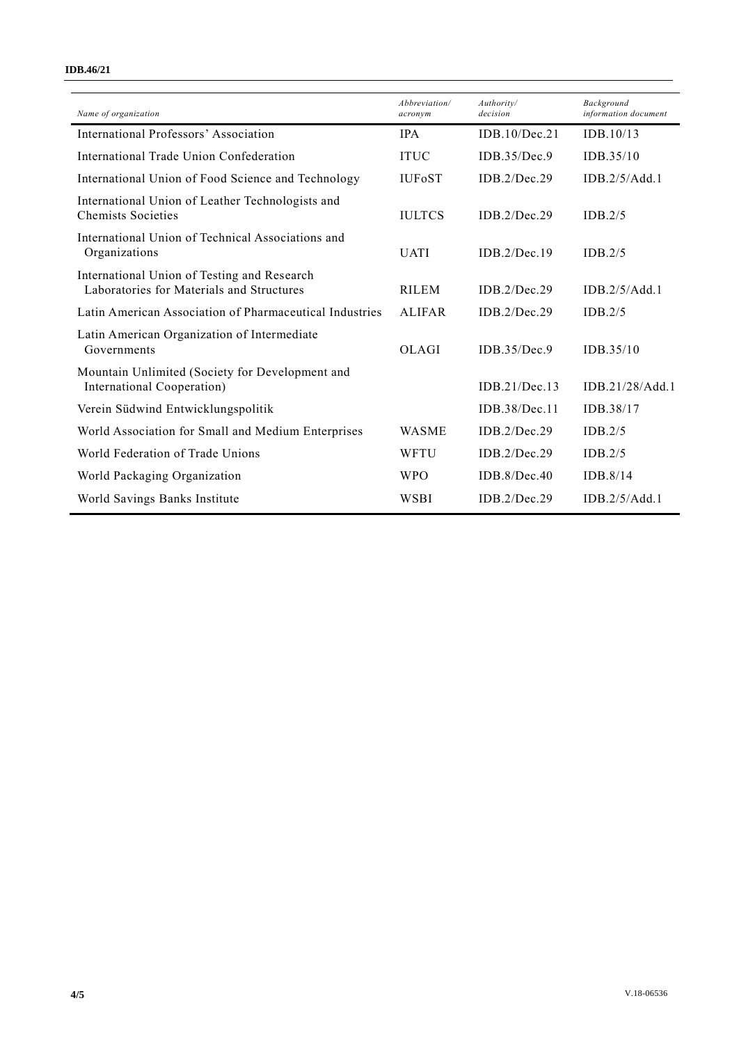| *Name of organization* | *Abbreviation/ acronym* | *Authority/ decision* | *Background information document* |
|---|---|---|---|
| International Professors' Association | IPA | IDB.10/Dec.21 | IDB.10/13 |
| International Trade Union Confederation | ITUC | IDB.35/Dec.9 | IDB.35/10 |
| International Union of Food Science and Technology | IUFoST | IDB.2/Dec.29 | IDB.2/5/Add.1 |
| International Union of Leather Technologists and Chemists Societies | IULTCS | IDB.2/Dec.29 | IDB.2/5 |
| International Union of Technical Associations and Organizations | UATI | IDB.2/Dec.19 | IDB.2/5 |
| International Union of Testing and Research Laboratories for Materials and Structures | RILEM | IDB.2/Dec.29 | IDB.2/5/Add.1 |
| Latin American Association of Pharmaceutical Industries | ALIFAR | IDB.2/Dec.29 | IDB.2/5 |
| Latin American Organization of Intermediate Governments | OLAGI | IDB.35/Dec.9 | IDB.35/10 |
| Mountain Unlimited (Society for Development and International Cooperation) | | IDB.21/Dec.13 | IDB.21/28/Add.1 |
| Verein Südwind Entwicklungspolitik | | IDB.38/Dec.11 | IDB.38/17 |
| World Association for Small and Medium Enterprises | WASME | IDB.2/Dec.29 | IDB.2/5 |
| World Federation of Trade Unions | WFTU | IDB.2/Dec.29 | IDB.2/5 |
| World Packaging Organization | WPO | IDB.8/Dec.40 | IDB.8/14 |
| World Savings Banks Institute | WSBI | IDB.2/Dec.29 | IDB.2/5/Add.1 |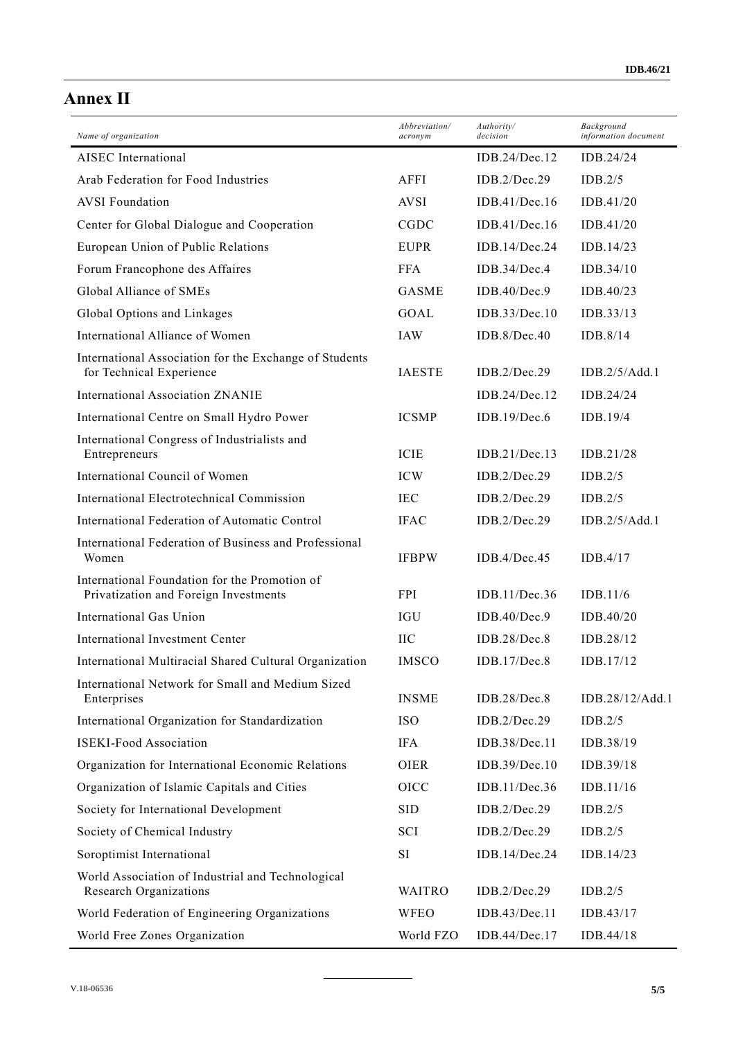# Annex II

| Name of organization | Abbreviation/ acronym | Authority/ decision | Background information document |
|---|---|---|---|
| AISEC International | | IDB.24/Dec.12 | IDB.24/24 |
| Arab Federation for Food Industries | AFFI | IDB.2/Dec.29 | IDB.2/5 |
| AVSI Foundation | AVSI | IDB.41/Dec.16 | IDB.41/20 |
| Center for Global Dialogue and Cooperation | CGDC | IDB.41/Dec.16 | IDB.41/20 |
| European Union of Public Relations | EUPR | IDB.14/Dec.24 | IDB.14/23 |
| Forum Francophone des Affaires | FFA | IDB.34/Dec.4 | IDB.34/10 |
| Global Alliance of SMEs | GASME | IDB.40/Dec.9 | IDB.40/23 |
| Global Options and Linkages | GOAL | IDB.33/Dec.10 | IDB.33/13 |
| International Alliance of Women | IAW | IDB.8/Dec.40 | IDB.8/14 |
| International Association for the Exchange of Students for Technical Experience | IAESTE | IDB.2/Dec.29 | IDB.2/5/Add.1 |
| International Association ZNANIE | | IDB.24/Dec.12 | IDB.24/24 |
| International Centre on Small Hydro Power | ICSMP | IDB.19/Dec.6 | IDB.19/4 |
| International Congress of Industrialists and Entrepreneurs | ICIE | IDB.21/Dec.13 | IDB.21/28 |
| International Council of Women | ICW | IDB.2/Dec.29 | IDB.2/5 |
| International Electrotechnical Commission | IEC | IDB.2/Dec.29 | IDB.2/5 |
| International Federation of Automatic Control | IFAC | IDB.2/Dec.29 | IDB.2/5/Add.1 |
| International Federation of Business and Professional Women | IFBPW | IDB.4/Dec.45 | IDB.4/17 |
| International Foundation for the Promotion of Privatization and Foreign Investments | FPI | IDB.11/Dec.36 | IDB.11/6 |
| International Gas Union | IGU | IDB.40/Dec.9 | IDB.40/20 |
| International Investment Center | IIC | IDB.28/Dec.8 | IDB.28/12 |
| International Multiracial Shared Cultural Organization | IMSCO | IDB.17/Dec.8 | IDB.17/12 |
| International Network for Small and Medium Sized Enterprises | INSME | IDB.28/Dec.8 | IDB.28/12/Add.1 |
| International Organization for Standardization | ISO | IDB.2/Dec.29 | IDB.2/5 |
| ISEKI-Food Association | IFA | IDB.38/Dec.11 | IDB.38/19 |
| Organization for International Economic Relations | OIER | IDB.39/Dec.10 | IDB.39/18 |
| Organization of Islamic Capitals and Cities | OICC | IDB.11/Dec.36 | IDB.11/16 |
| Society for International Development | SID | IDB.2/Dec.29 | IDB.2/5 |
| Society of Chemical Industry | SCI | IDB.2/Dec.29 | IDB.2/5 |
| Soroptimist International | SI | IDB.14/Dec.24 | IDB.14/23 |
| World Association of Industrial and Technological Research Organizations | WAITRO | IDB.2/Dec.29 | IDB.2/5 |
| World Federation of Engineering Organizations | WFEO | IDB.43/Dec.11 | IDB.43/17 |
| World Free Zones Organization | World FZO | IDB.44/Dec.17 | IDB.44/18 |